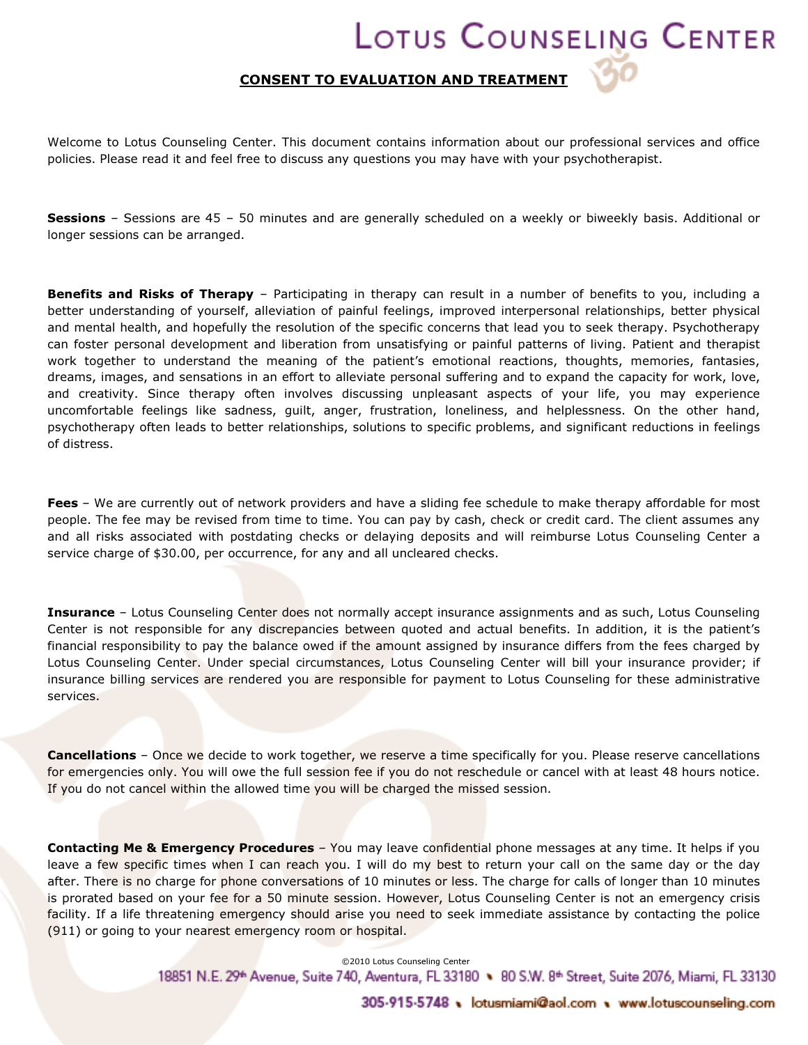# Lotus Counseling Center

## CONSENT TO EVALUATION AND TREATMENT

Welcome to Lotus Counseling Center. This document contains information about our professional services and office policies. Please read it and feel free to discuss any questions you may have with your psychotherapist.

**Sessions** – Sessions are 45 – 50 minutes and are generally scheduled on a weekly or biweekly basis. Additional or longer sessions can be arranged.

**Benefits and Risks of Therapy** – Participating in therapy can result in a number of benefits to you, including a better understanding of yourself, alleviation of painful feelings, improved interpersonal relationships, better physical and mental health, and hopefully the resolution of the specific concerns that lead you to seek therapy. Psychotherapy can foster personal development and liberation from unsatisfying or painful patterns of living. Patient and therapist work together to understand the meaning of the patient's emotional reactions, thoughts, memories, fantasies, dreams, images, and sensations in an effort to alleviate personal suffering and to expand the capacity for work, love, and creativity. Since therapy often involves discussing unpleasant aspects of your life, you may experience uncomfortable feelings like sadness, guilt, anger, frustration, loneliness, and helplessness. On the other hand, psychotherapy often leads to better relationships, solutions to specific problems, and significant reductions in feelings of distress.

**Fees** – We are currently out of network providers and have a sliding fee schedule to make therapy affordable for most people. The fee may be revised from time to time. You can pay by cash, check or credit card. The client assumes any and all risks associated with postdating checks or delaying deposits and will reimburse Lotus Counseling Center a service charge of $30.00, per occurrence, for any and all uncleared checks.

**Insurance** – Lotus Counseling Center does not normally accept insurance assignments and as such, Lotus Counseling Center is not responsible for any discrepancies between quoted and actual benefits. In addition, it is the patient's financial responsibility to pay the balance owed if the amount assigned by insurance differs from the fees charged by Lotus Counseling Center. Under special circumstances, Lotus Counseling Center will bill your insurance provider; if insurance billing services are rendered you are responsible for payment to Lotus Counseling for these administrative services.

**Cancellations** – Once we decide to work together, we reserve a time specifically for you. Please reserve cancellations for emergencies only. You will owe the full session fee if you do not reschedule or cancel with at least 48 hours notice. If you do not cancel within the allowed time you will be charged the missed session.

**Contacting Me & Emergency Procedures** – You may leave confidential phone messages at any time. It helps if you leave a few specific times when I can reach you. I will do my best to return your call on the same day or the day after. There is no charge for phone conversations of 10 minutes or less. The charge for calls of longer than 10 minutes is prorated based on your fee for a 50 minute session. However, Lotus Counseling Center is not an emergency crisis facility. If a life threatening emergency should arise you need to seek immediate assistance by contacting the police (911) or going to your nearest emergency room or hospital.

©2010 Lotus Counseling Center

18851 N.E. 29th Avenue, Suite 740, Aventura, FL 33180 • 80 S.W. 8th Street, Suite 2076, Miami, FL 33130

305-915-5748 • lotusmiami@aol.com • www.lotuscounseling.com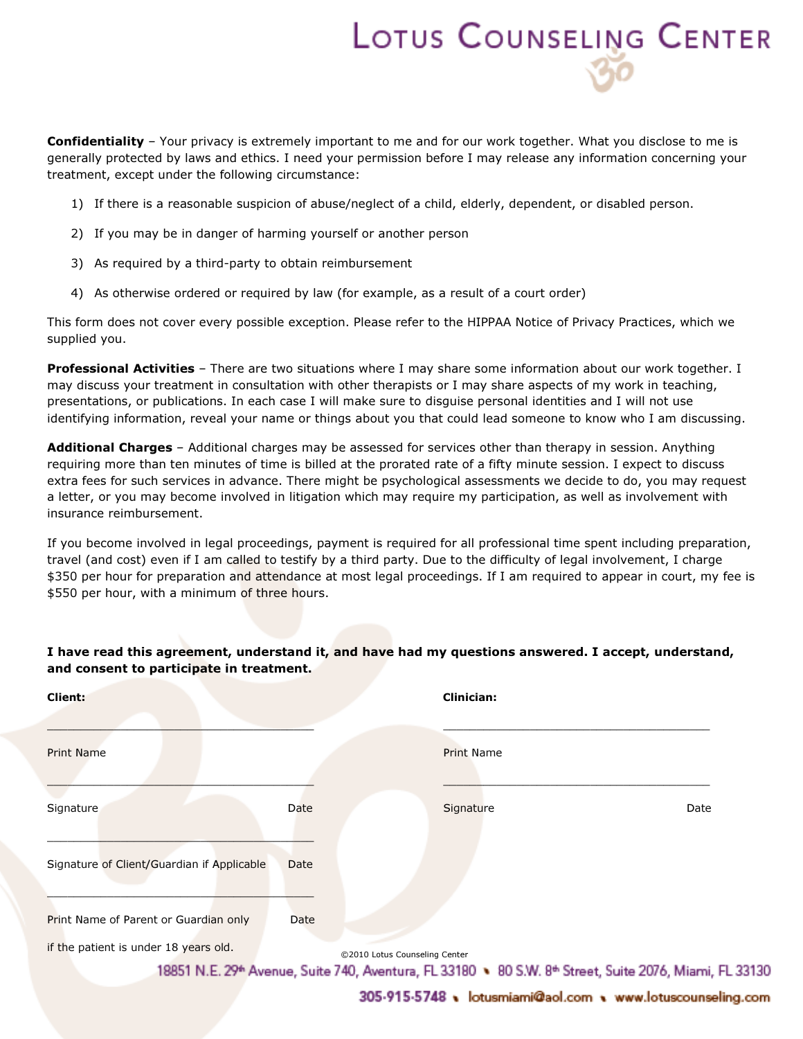**Confidentiality** – Your privacy is extremely important to me and for our work together. What you disclose to me is generally protected by laws and ethics. I need your permission before I may release any information concerning your treatment, except under the following circumstance:

1) If there is a reasonable suspicion of abuse/neglect of a child, elderly, dependent, or disabled person.
2) If you may be in danger of harming yourself or another person
3) As required by a third-party to obtain reimbursement
4) As otherwise ordered or required by law (for example, as a result of a court order)

This form does not cover every possible exception. Please refer to the HIPPAA Notice of Privacy Practices, which we supplied you.

**Professional Activities** – There are two situations where I may share some information about our work together. I may discuss your treatment in consultation with other therapists or I may share aspects of my work in teaching, presentations, or publications. In each case I will make sure to disguise personal identities and I will not use identifying information, reveal your name or things about you that could lead someone to know who I am discussing.

**Additional Charges** – Additional charges may be assessed for services other than therapy in session. Anything requiring more than ten minutes of time is billed at the prorated rate of a fifty minute session. I expect to discuss extra fees for such services in advance. There might be psychological assessments we decide to do, you may request a letter, or you may become involved in litigation which may require my participation, as well as involvement with insurance reimbursement.

If you become involved in legal proceedings, payment is required for all professional time spent including preparation, travel (and cost) even if I am called to testify by a third party. Due to the difficulty of legal involvement, I charge $350 per hour for preparation and attendance at most legal proceedings. If I am required to appear in court, my fee is $550 per hour, with a minimum of three hours.

**I have read this agreement, understand it, and have had my questions answered. I accept, understand, and consent to participate in treatment.**

**Client:**

\_\_\_\_\_\_\_\_\_\_\_\_\_\_\_\_\_\_\_\_\_\_\_\_\_\_\_\_\_\_\_\_\_\_\_\_\_\_\_\_

Print Name

\_\_\_\_\_\_\_\_\_\_\_\_\_\_\_\_\_\_\_\_\_\_\_\_\_\_\_\_\_\_\_\_\_\_\_\_\_\_\_\_

Signature Date

\_\_\_\_\_\_\_\_\_\_\_\_\_\_\_\_\_\_\_\_\_\_\_\_\_\_\_\_\_\_\_\_\_\_\_\_\_\_\_\_

Signature of Client/Guardian if Applicable Date

\_\_\_\_\_\_\_\_\_\_\_\_\_\_\_\_\_\_\_\_\_\_\_\_\_\_\_\_\_\_\_\_\_\_\_\_\_\_\_\_

Print Name of Parent or Guardian only Date

if the patient is under 18 years old.

**Clinician:**

\_\_\_\_\_\_\_\_\_\_\_\_\_\_\_\_\_\_\_\_\_\_\_\_\_\_\_\_\_\_\_\_\_\_\_\_\_\_\_\_

Print Name

\_\_\_\_\_\_\_\_\_\_\_\_\_\_\_\_\_\_\_\_\_\_\_\_\_\_\_\_\_\_\_\_\_\_\_\_\_\_\_\_

Signature Date

©2010 Lotus Counseling Center